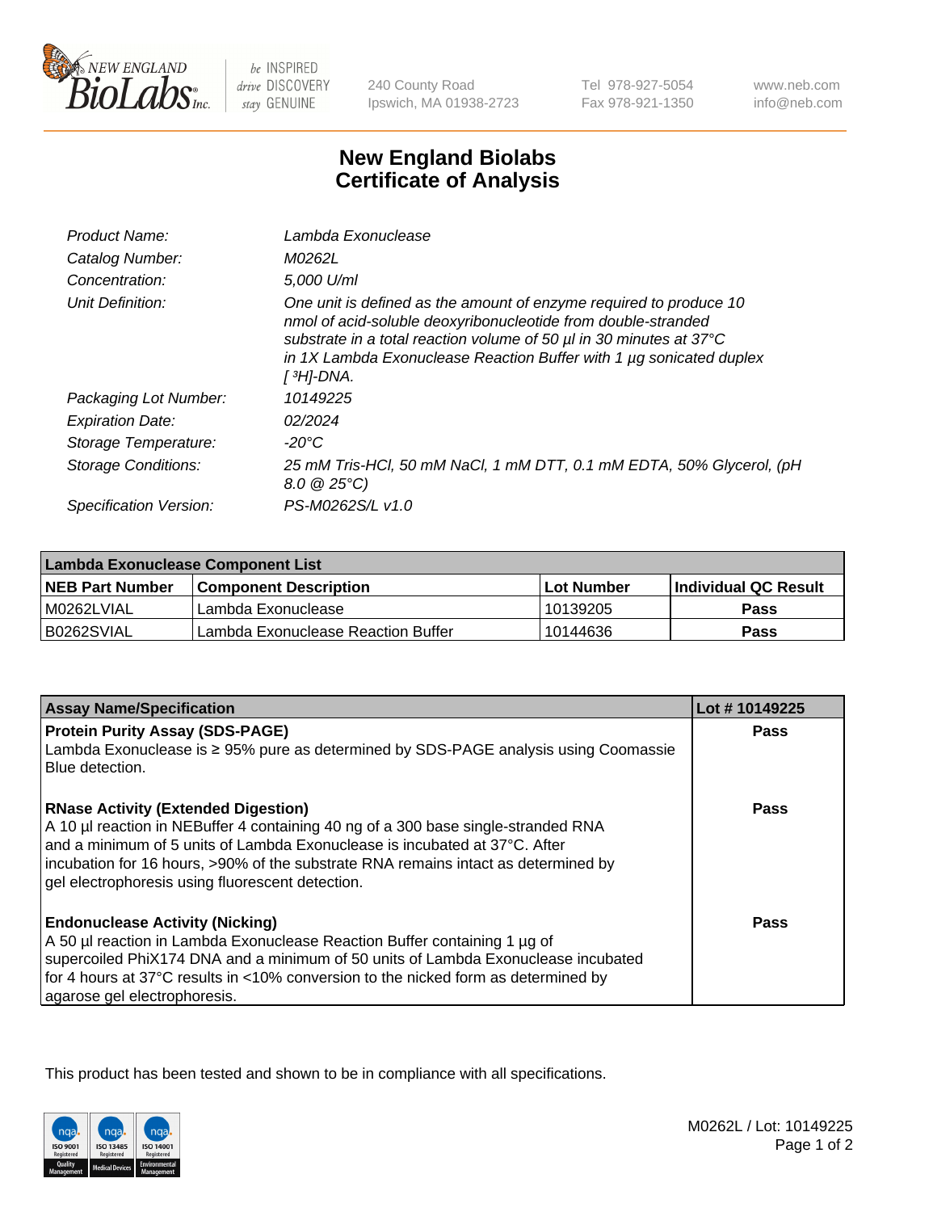New England BioLabs Inc. — be INSPIRED drive DISCOVERY stay GENUINE

240 County Road
Ipswich, MA 01938-2723

Tel 978-927-5054
Fax 978-921-1350

www.neb.com
info@neb.com

# New England Biolabs
# Certificate of Analysis

| | |
|---|---|
| *Product Name:* | *Lambda Exonuclease* |
| *Catalog Number:* | *M0262L* |
| *Concentration:* | *5,000 U/ml* |
| *Unit Definition:* | *One unit is defined as the amount of enzyme required to produce 10 nmol of acid-soluble deoxyribonucleotide from double-stranded substrate in a total reaction volume of 50 µl in 30 minutes at 37°C in 1X Lambda Exonuclease Reaction Buffer with 1 µg sonicated duplex [ $^3$H]-DNA.* |
| *Packaging Lot Number:* | *10149225* |
| *Expiration Date:* | *02/2024* |
| *Storage Temperature:* | *-20°C* |
| *Storage Conditions:* | *25 mM Tris-HCl, 50 mM NaCl, 1 mM DTT, 0.1 mM EDTA, 50% Glycerol, (pH 8.0 @ 25°C)* |
| *Specification Version:* | *PS-M0262S/L v1.0* |

| Lambda Exonuclease Component List | | | |
|---|---|---|---|
| **NEB Part Number** | **Component Description** | **Lot Number** | **Individual QC Result** |
| M0262LVIAL | Lambda Exonuclease | 10139205 | **Pass** |
| B0262SVIAL | Lambda Exonuclease Reaction Buffer | 10144636 | **Pass** |

| Assay Name/Specification | Lot # 10149225 |
|---|---|
| **Protein Purity Assay (SDS-PAGE)**<br>Lambda Exonuclease is ≥ 95% pure as determined by SDS-PAGE analysis using Coomassie Blue detection. | **Pass** |
| **RNase Activity (Extended Digestion)**<br>A 10 µl reaction in NEBuffer 4 containing 40 ng of a 300 base single-stranded RNA and a minimum of 5 units of Lambda Exonuclease is incubated at 37°C. After incubation for 16 hours, >90% of the substrate RNA remains intact as determined by gel electrophoresis using fluorescent detection. | **Pass** |
| **Endonuclease Activity (Nicking)**<br>A 50 µl reaction in Lambda Exonuclease Reaction Buffer containing 1 µg of supercoiled PhiX174 DNA and a minimum of 50 units of Lambda Exonuclease incubated for 4 hours at 37°C results in <10% conversion to the nicked form as determined by agarose gel electrophoresis. | **Pass** |

This product has been tested and shown to be in compliance with all specifications.

ISO 9001 Registered Quality Management | ISO 13485 Registered Medical Devices | ISO 14001 Registered Environmental Management

M0262L / Lot: 10149225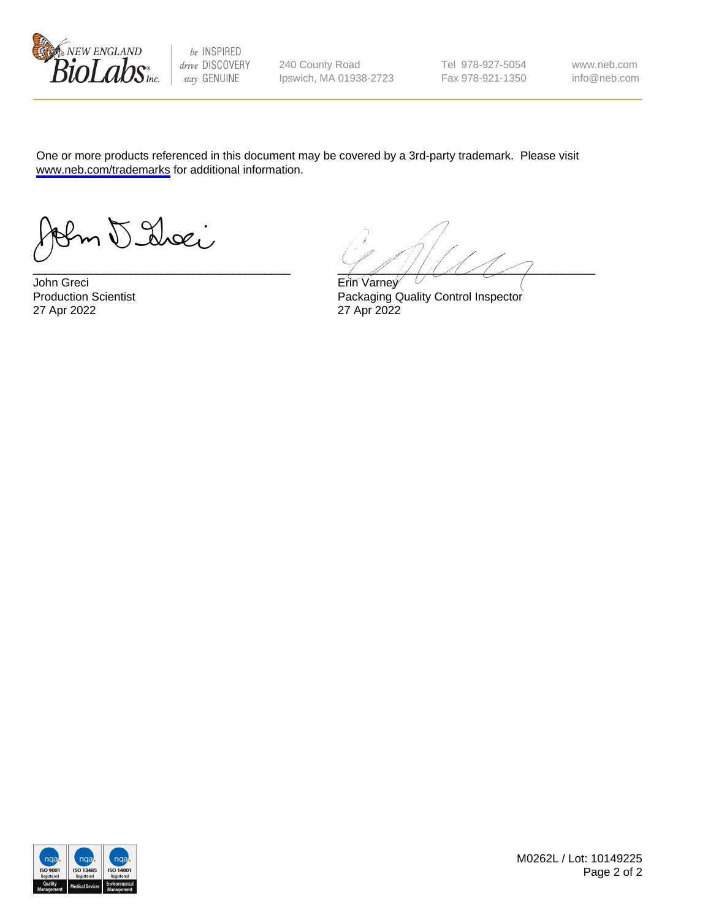One or more products referenced in this document may be covered by a 3rd-party trademark. Please visit www.neb.com/trademarks for additional information.

John Greci
Production Scientist
27 Apr 2022

Erin Varney
Packaging Quality Control Inspector
27 Apr 2022

M0262L / Lot: 10149225